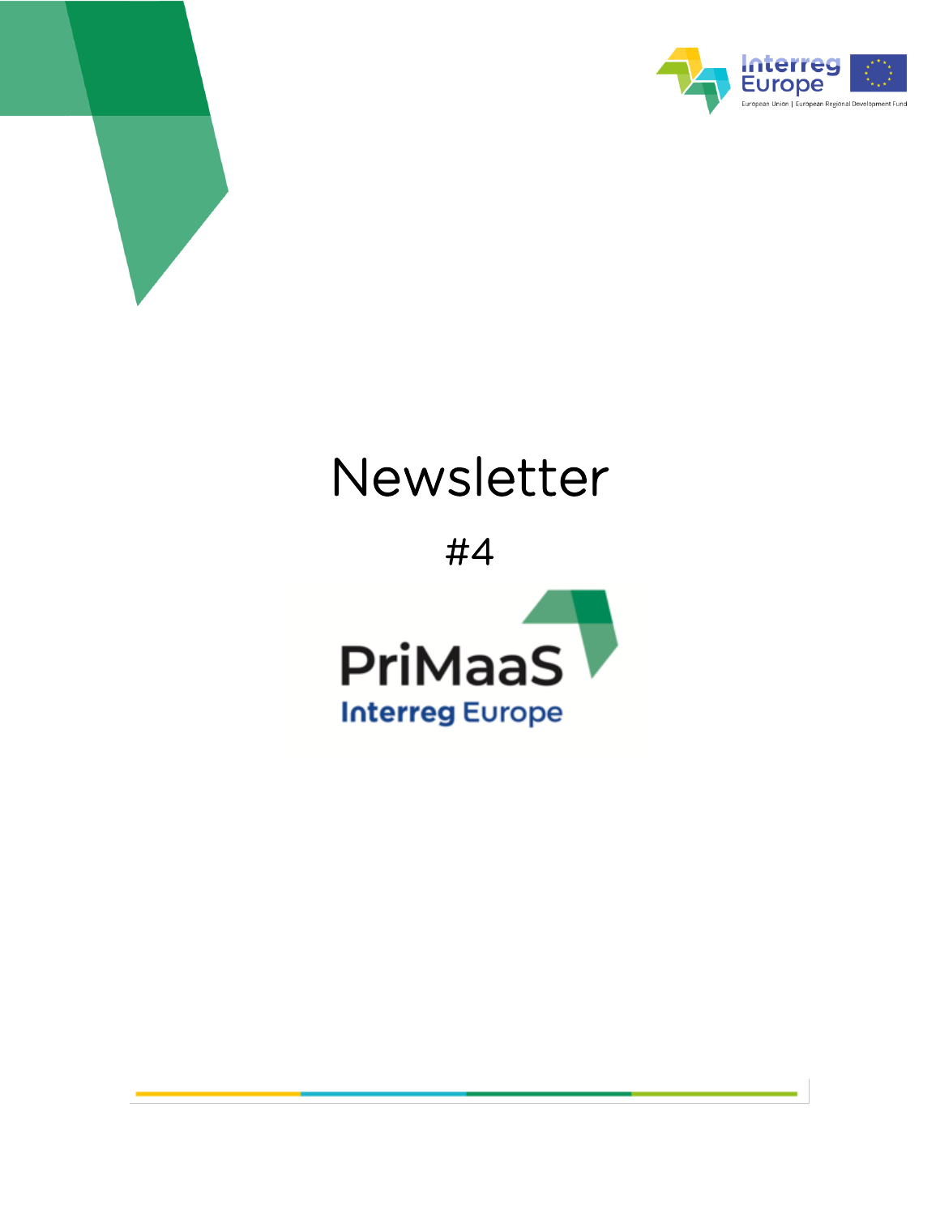# Newsletter

#4

PriMaaS

Interreg Europe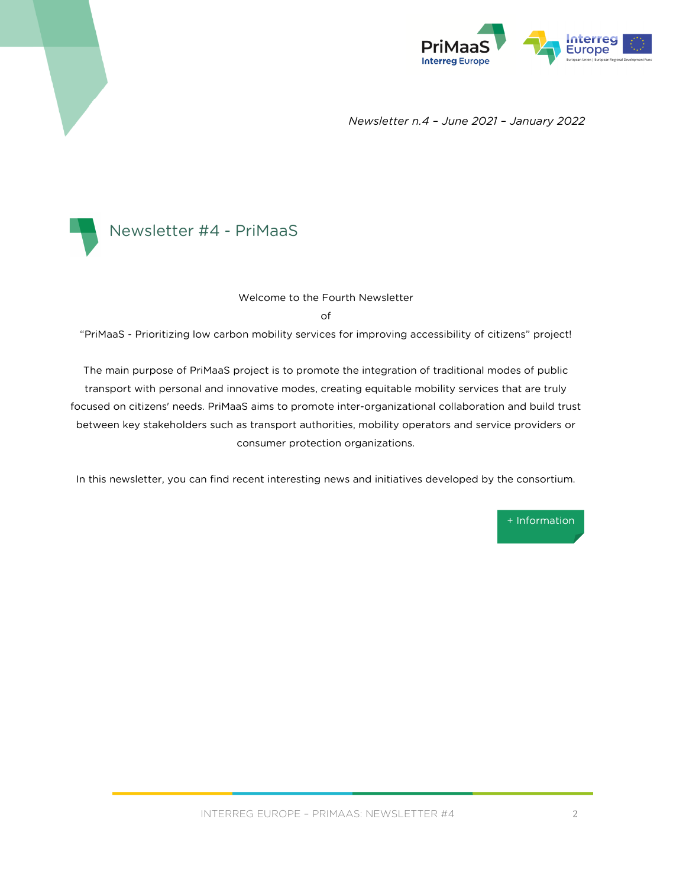*Newsletter n.4 – June 2021 – January 2022*

# Newsletter #4 - PriMaaS

Welcome to the Fourth Newsletter

of

"PriMaaS - Prioritizing low carbon mobility services for improving accessibility of citizens" project!

The main purpose of PriMaaS project is to promote the integration of traditional modes of public transport with personal and innovative modes, creating equitable mobility services that are truly focused on citizens' needs. PriMaaS aims to promote inter-organizational collaboration and build trust between key stakeholders such as transport authorities, mobility operators and service providers or consumer protection organizations.

In this newsletter, you can find recent interesting news and initiatives developed by the consortium.

+ Information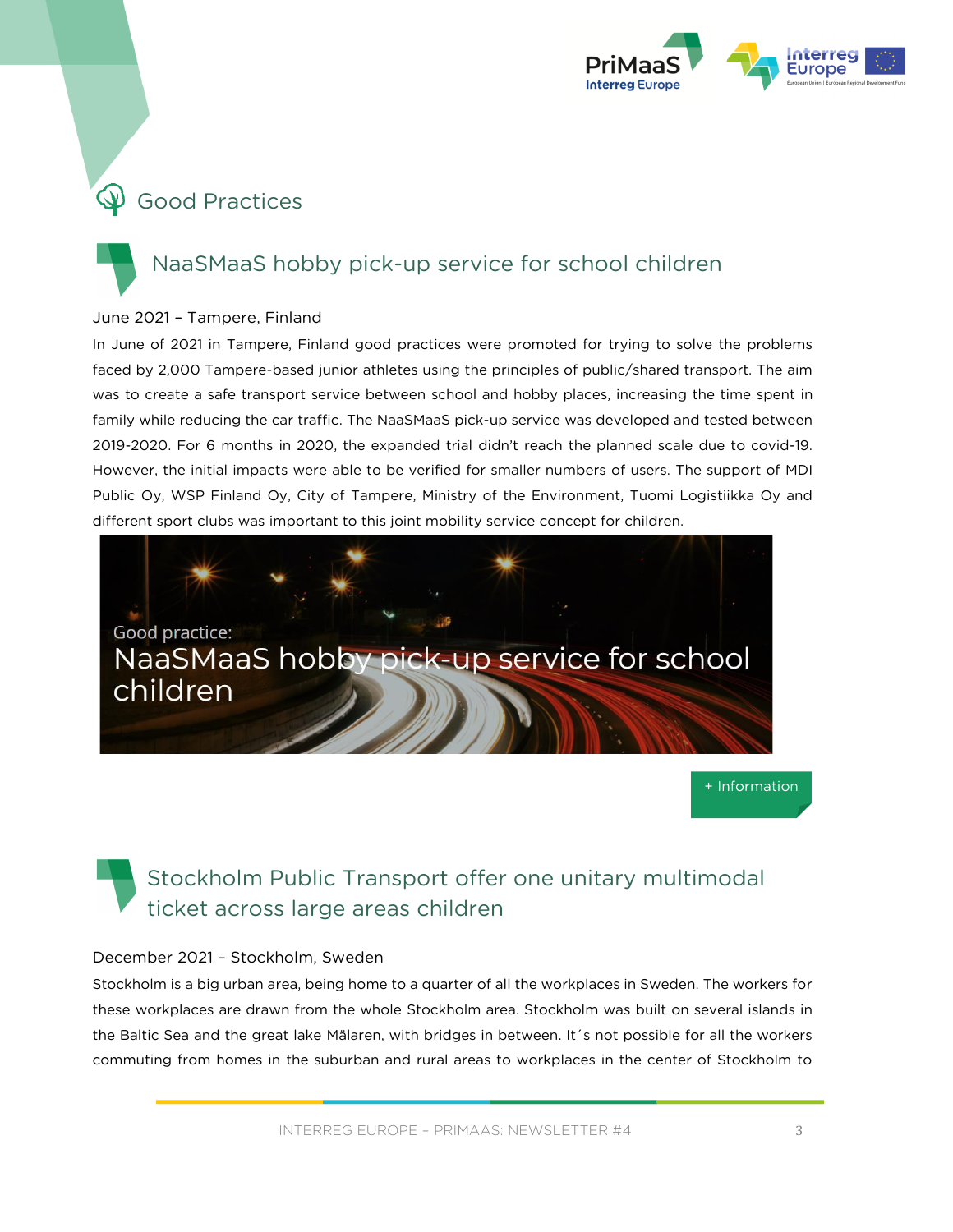# Good Practices

## NaaSMaaS hobby pick-up service for school children

June 2021 – Tampere, Finland

In June of 2021 in Tampere, Finland good practices were promoted for trying to solve the problems faced by 2,000 Tampere-based junior athletes using the principles of public/shared transport. The aim was to create a safe transport service between school and hobby places, increasing the time spent in family while reducing the car traffic. The NaaSMaaS pick-up service was developed and tested between 2019-2020. For 6 months in 2020, the expanded trial didn't reach the planned scale due to covid-19. However, the initial impacts were able to be verified for smaller numbers of users. The support of MDI Public Oy, WSP Finland Oy, City of Tampere, Ministry of the Environment, Tuomi Logistiikka Oy and different sport clubs was important to this joint mobility service concept for children.

Good practice:
NaaSMaaS hobby pick-up service for school children

+ Information

## Stockholm Public Transport offer one unitary multimodal ticket across large areas children

December 2021 – Stockholm, Sweden

Stockholm is a big urban area, being home to a quarter of all the workplaces in Sweden. The workers for these workplaces are drawn from the whole Stockholm area. Stockholm was built on several islands in the Baltic Sea and the great lake Mälaren, with bridges in between. It´s not possible for all the workers commuting from homes in the suburban and rural areas to workplaces in the center of Stockholm to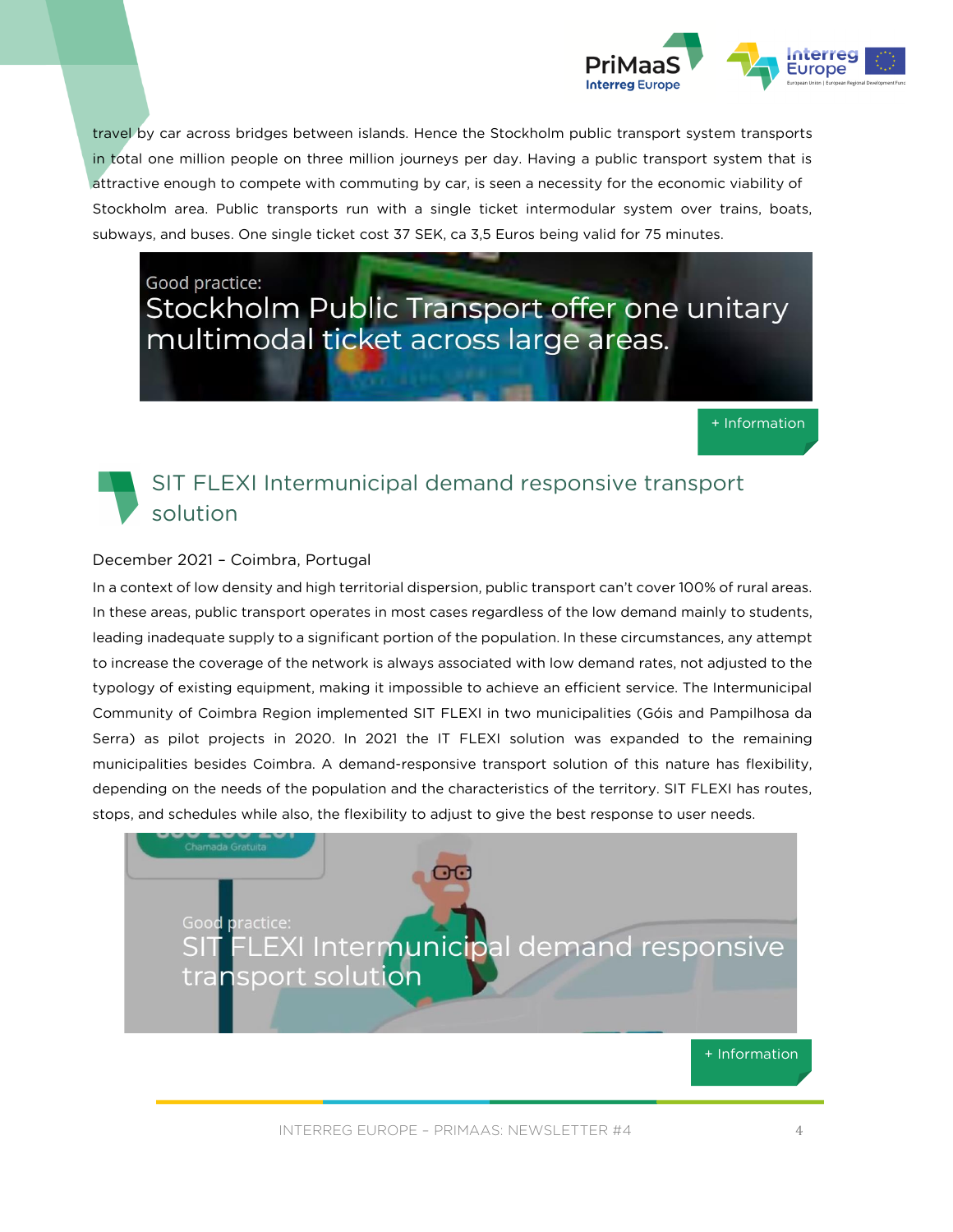travel by car across bridges between islands. Hence the Stockholm public transport system transports in total one million people on three million journeys per day. Having a public transport system that is attractive enough to compete with commuting by car, is seen a necessity for the economic viability of Stockholm area. Public transports run with a single ticket intermodular system over trains, boats, subways, and buses. One single ticket cost 37 SEK, ca 3,5 Euros being valid for 75 minutes.

Good practice:
Stockholm Public Transport offer one unitary multimodal ticket across large areas.

+ Information

## SIT FLEXI Intermunicipal demand responsive transport solution

December 2021 – Coimbra, Portugal

In a context of low density and high territorial dispersion, public transport can't cover 100% of rural areas. In these areas, public transport operates in most cases regardless of the low demand mainly to students, leading inadequate supply to a significant portion of the population. In these circumstances, any attempt to increase the coverage of the network is always associated with low demand rates, not adjusted to the typology of existing equipment, making it impossible to achieve an efficient service. The Intermunicipal Community of Coimbra Region implemented SIT FLEXI in two municipalities (Góis and Pampilhosa da Serra) as pilot projects in 2020. In 2021 the IT FLEXI solution was expanded to the remaining municipalities besides Coimbra. A demand-responsive transport solution of this nature has flexibility, depending on the needs of the population and the characteristics of the territory. SIT FLEXI has routes, stops, and schedules while also, the flexibility to adjust to give the best response to user needs.

Good practice:
SIT FLEXI Intermunicipal demand responsive transport solution

+ Information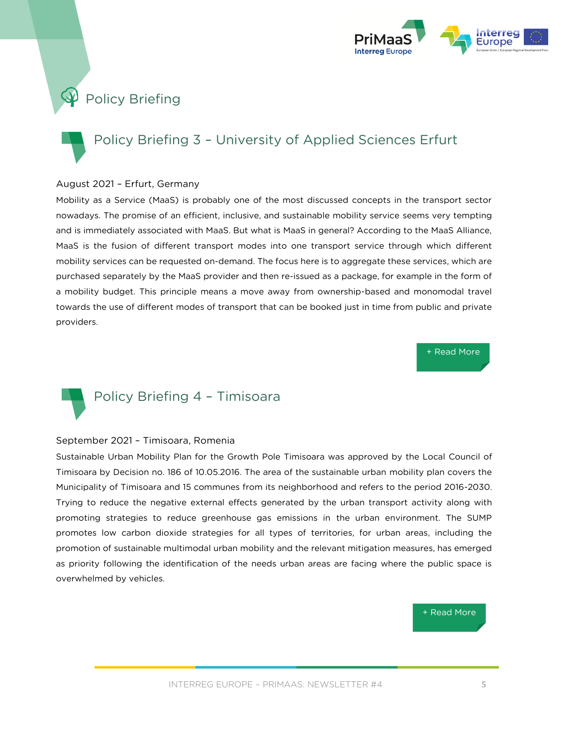# Policy Briefing

## Policy Briefing 3 – University of Applied Sciences Erfurt

August 2021 – Erfurt, Germany

Mobility as a Service (MaaS) is probably one of the most discussed concepts in the transport sector nowadays. The promise of an efficient, inclusive, and sustainable mobility service seems very tempting and is immediately associated with MaaS. But what is MaaS in general? According to the MaaS Alliance, MaaS is the fusion of different transport modes into one transport service through which different mobility services can be requested on-demand. The focus here is to aggregate these services, which are purchased separately by the MaaS provider and then re-issued as a package, for example in the form of a mobility budget. This principle means a move away from ownership-based and monomodal travel towards the use of different modes of transport that can be booked just in time from public and private providers.

+ Read More

## Policy Briefing 4 – Timisoara

September 2021 – Timisoara, Romania

Sustainable Urban Mobility Plan for the Growth Pole Timisoara was approved by the Local Council of Timisoara by Decision no. 186 of 10.05.2016. The area of the sustainable urban mobility plan covers the Municipality of Timisoara and 15 communes from its neighborhood and refers to the period 2016-2030. Trying to reduce the negative external effects generated by the urban transport activity along with promoting strategies to reduce greenhouse gas emissions in the urban environment. The SUMP promotes low carbon dioxide strategies for all types of territories, for urban areas, including the promotion of sustainable multimodal urban mobility and the relevant mitigation measures, has emerged as priority following the identification of the needs urban areas are facing where the public space is overwhelmed by vehicles.

+ Read More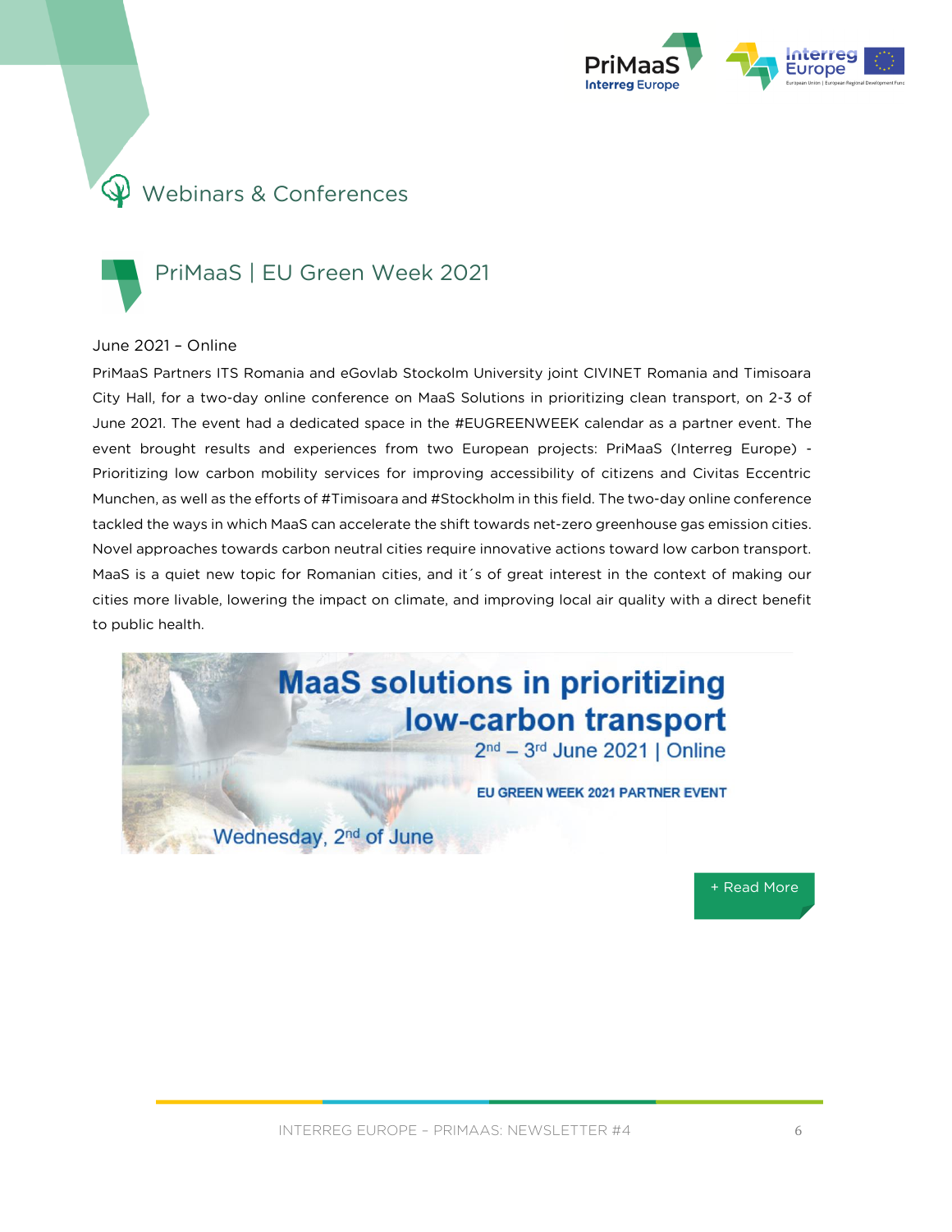# Webinars & Conferences

## PriMaaS | EU Green Week 2021

June 2021 – Online

PriMaaS Partners ITS Romania and eGovlab Stockolm University joint CIVINET Romania and Timisoara City Hall, for a two-day online conference on MaaS Solutions in prioritizing clean transport, on 2-3 of June 2021. The event had a dedicated space in the #EUGREENWEEK calendar as a partner event. The event brought results and experiences from two European projects: PriMaaS (Interreg Europe) - Prioritizing low carbon mobility services for improving accessibility of citizens and Civitas Eccentric Munchen, as well as the efforts of #Timisoara and #Stockholm in this field. The two-day online conference tackled the ways in which MaaS can accelerate the shift towards net-zero greenhouse gas emission cities. Novel approaches towards carbon neutral cities require innovative actions toward low carbon transport. MaaS is a quiet new topic for Romanian cities, and it´s of great interest in the context of making our cities more livable, lowering the impact on climate, and improving local air quality with a direct benefit to public health.

**MaaS solutions in prioritizing low-carbon transport**

2nd – 3rd June 2021 | Online

EU GREEN WEEK 2021 PARTNER EVENT

Wednesday, 2nd of June

+ Read More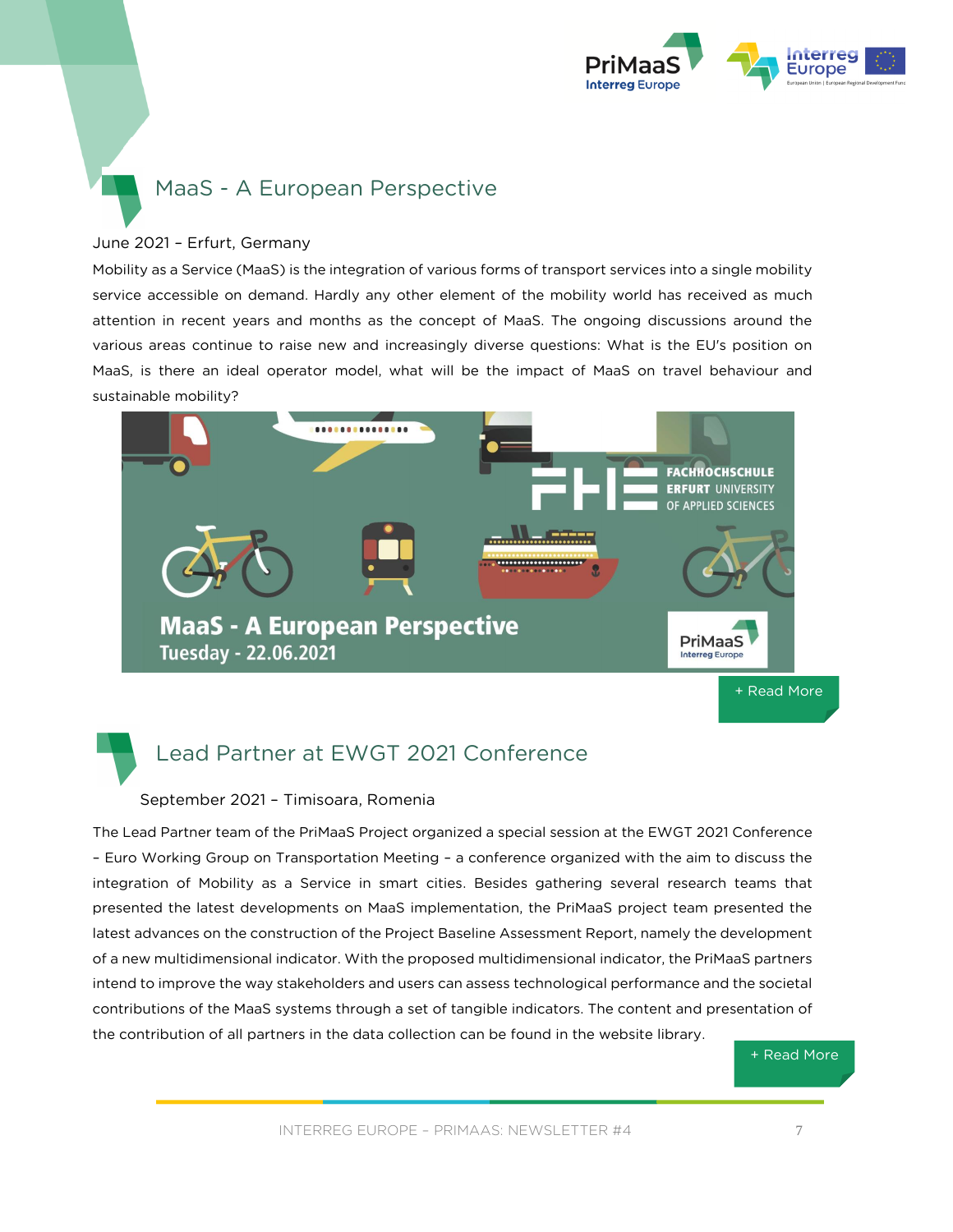## MaaS - A European Perspective

June 2021 – Erfurt, Germany

Mobility as a Service (MaaS) is the integration of various forms of transport services into a single mobility service accessible on demand. Hardly any other element of the mobility world has received as much attention in recent years and months as the concept of MaaS. The ongoing discussions around the various areas continue to raise new and increasingly diverse questions: What is the EU's position on MaaS, is there an ideal operator model, what will be the impact of MaaS on travel behaviour and sustainable mobility?

+ Read More

## Lead Partner at EWGT 2021 Conference

September 2021 – Timisoara, Romenia

The Lead Partner team of the PriMaaS Project organized a special session at the EWGT 2021 Conference – Euro Working Group on Transportation Meeting – a conference organized with the aim to discuss the integration of Mobility as a Service in smart cities. Besides gathering several research teams that presented the latest developments on MaaS implementation, the PriMaaS project team presented the latest advances on the construction of the Project Baseline Assessment Report, namely the development of a new multidimensional indicator. With the proposed multidimensional indicator, the PriMaaS partners intend to improve the way stakeholders and users can assess technological performance and the societal contributions of the MaaS systems through a set of tangible indicators. The content and presentation of the contribution of all partners in the data collection can be found in the website library.

+ Read More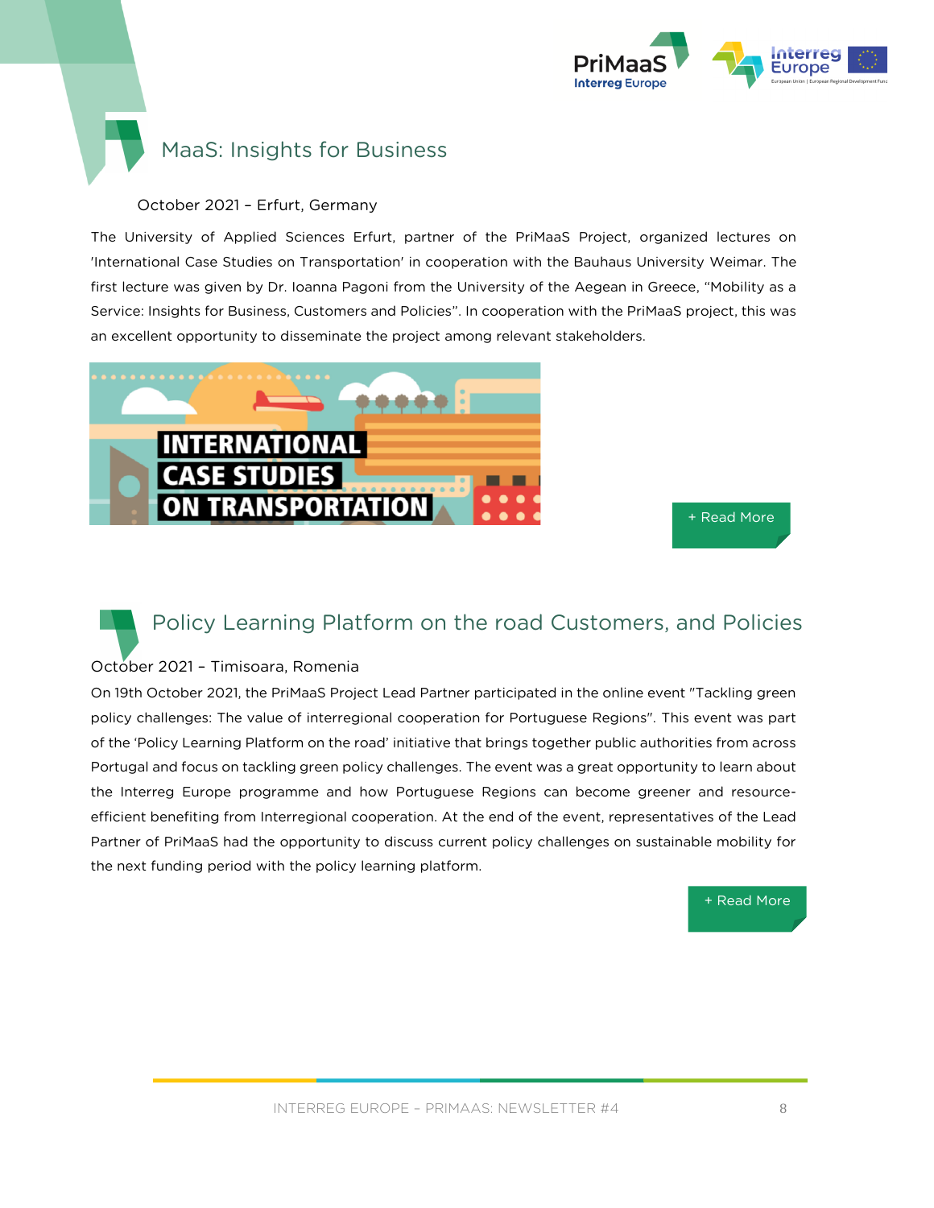## MaaS: Insights for Business

October 2021 – Erfurt, Germany

The University of Applied Sciences Erfurt, partner of the PriMaaS Project, organized lectures on 'International Case Studies on Transportation' in cooperation with the Bauhaus University Weimar. The first lecture was given by Dr. Ioanna Pagoni from the University of the Aegean in Greece, “Mobility as a Service: Insights for Business, Customers and Policies”. In cooperation with the PriMaaS project, this was an excellent opportunity to disseminate the project among relevant stakeholders.

+ Read More

## Policy Learning Platform on the road Customers, and Policies

October 2021 – Timisoara, Romenia

On 19th October 2021, the PriMaaS Project Lead Partner participated in the online event "Tackling green policy challenges: The value of interregional cooperation for Portuguese Regions". This event was part of the 'Policy Learning Platform on the road' initiative that brings together public authorities from across Portugal and focus on tackling green policy challenges. The event was a great opportunity to learn about the Interreg Europe programme and how Portuguese Regions can become greener and resource-efficient benefiting from Interregional cooperation. At the end of the event, representatives of the Lead Partner of PriMaaS had the opportunity to discuss current policy challenges on sustainable mobility for the next funding period with the policy learning platform.

+ Read More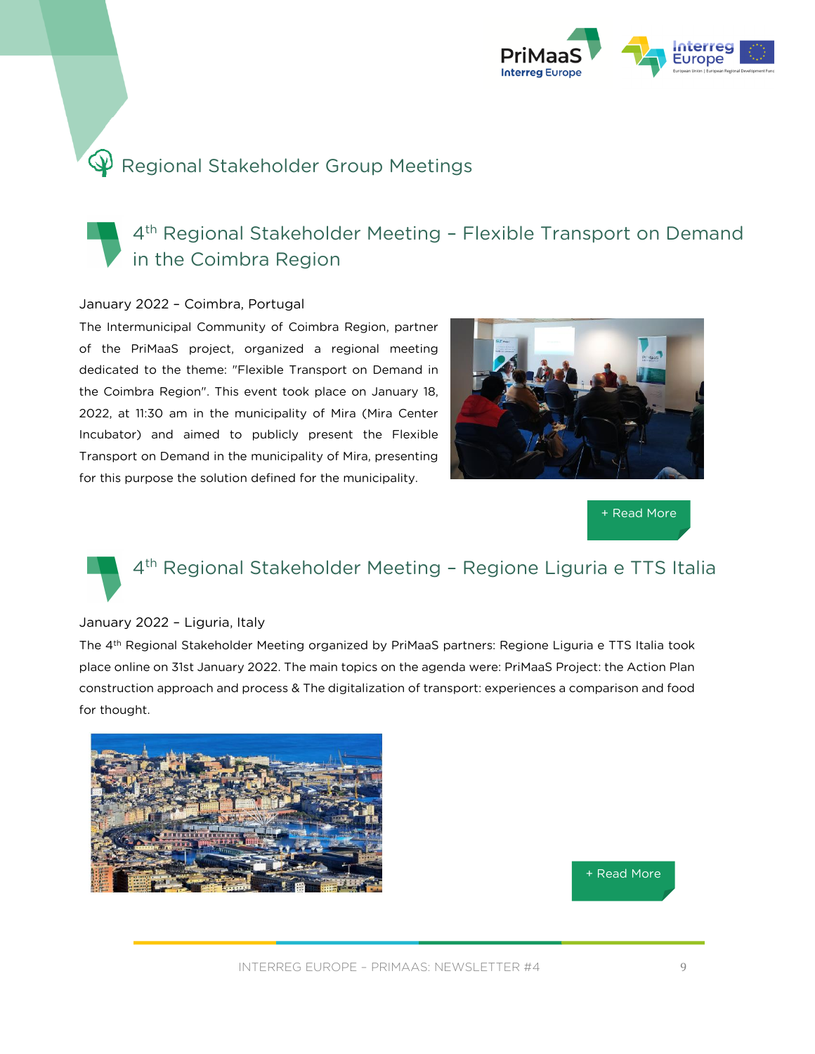# Regional Stakeholder Group Meetings

## 4th Regional Stakeholder Meeting – Flexible Transport on Demand in the Coimbra Region

January 2022 – Coimbra, Portugal

The Intermunicipal Community of Coimbra Region, partner of the PriMaaS project, organized a regional meeting dedicated to the theme: "Flexible Transport on Demand in the Coimbra Region". This event took place on January 18, 2022, at 11:30 am in the municipality of Mira (Mira Center Incubator) and aimed to publicly present the Flexible Transport on Demand in the municipality of Mira, presenting for this purpose the solution defined for the municipality.

+ Read More

## 4th Regional Stakeholder Meeting – Regione Liguria e TTS Italia

January 2022 – Liguria, Italy

The 4th Regional Stakeholder Meeting organized by PriMaaS partners: Regione Liguria e TTS Italia took place online on 31st January 2022. The main topics on the agenda were: PriMaaS Project: the Action Plan construction approach and process & The digitalization of transport: experiences a comparison and food for thought.

+ Read More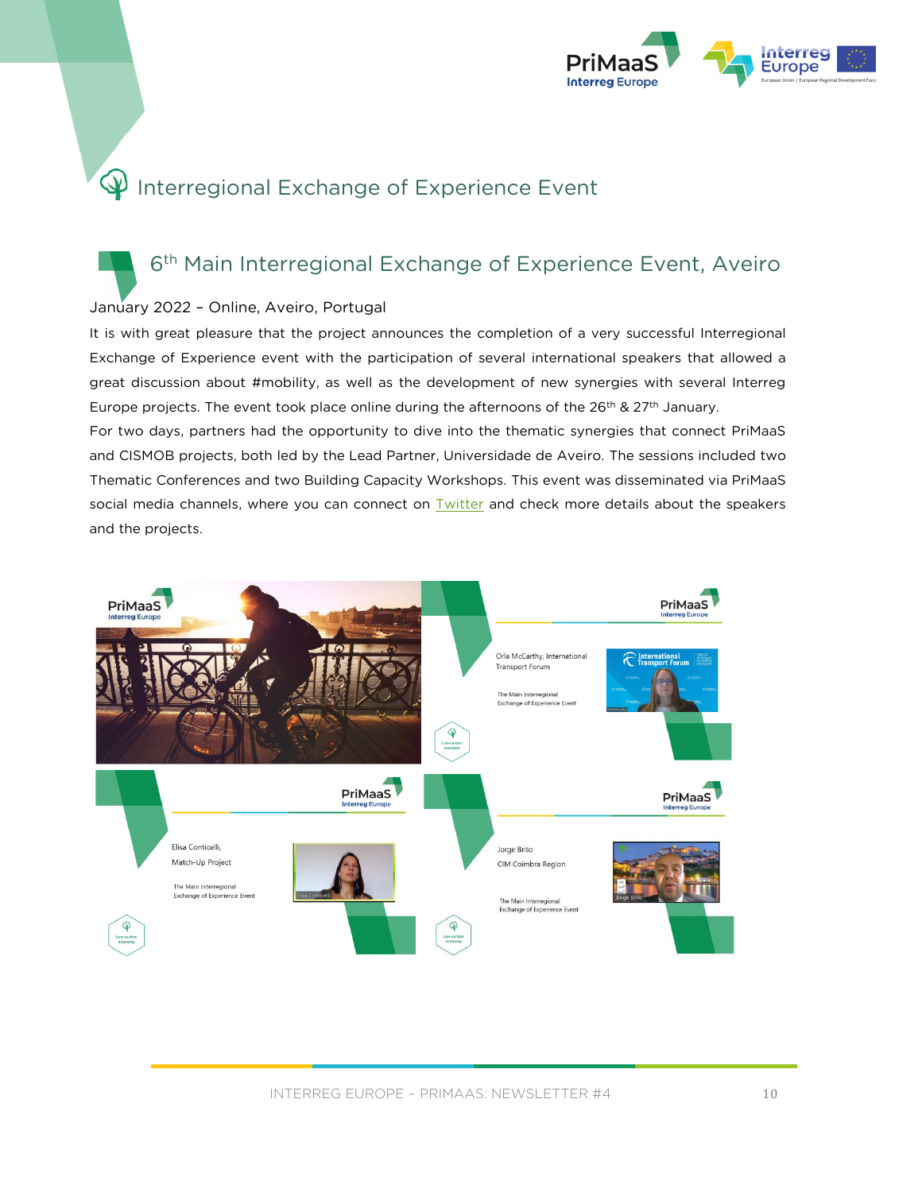# Interregional Exchange of Experience Event

## 6th Main Interregional Exchange of Experience Event, Aveiro

January 2022 – Online, Aveiro, Portugal

It is with great pleasure that the project announces the completion of a very successful Interregional Exchange of Experience event with the participation of several international speakers that allowed a great discussion about #mobility, as well as the development of new synergies with several Interreg Europe projects. The event took place online during the afternoons of the 26th & 27th January.

For two days, partners had the opportunity to dive into the thematic synergies that connect PriMaaS and CISMOB projects, both led by the Lead Partner, Universidade de Aveiro. The sessions included two Thematic Conferences and two Building Capacity Workshops. This event was disseminated via PriMaaS social media channels, where you can connect on Twitter and check more details about the speakers and the projects.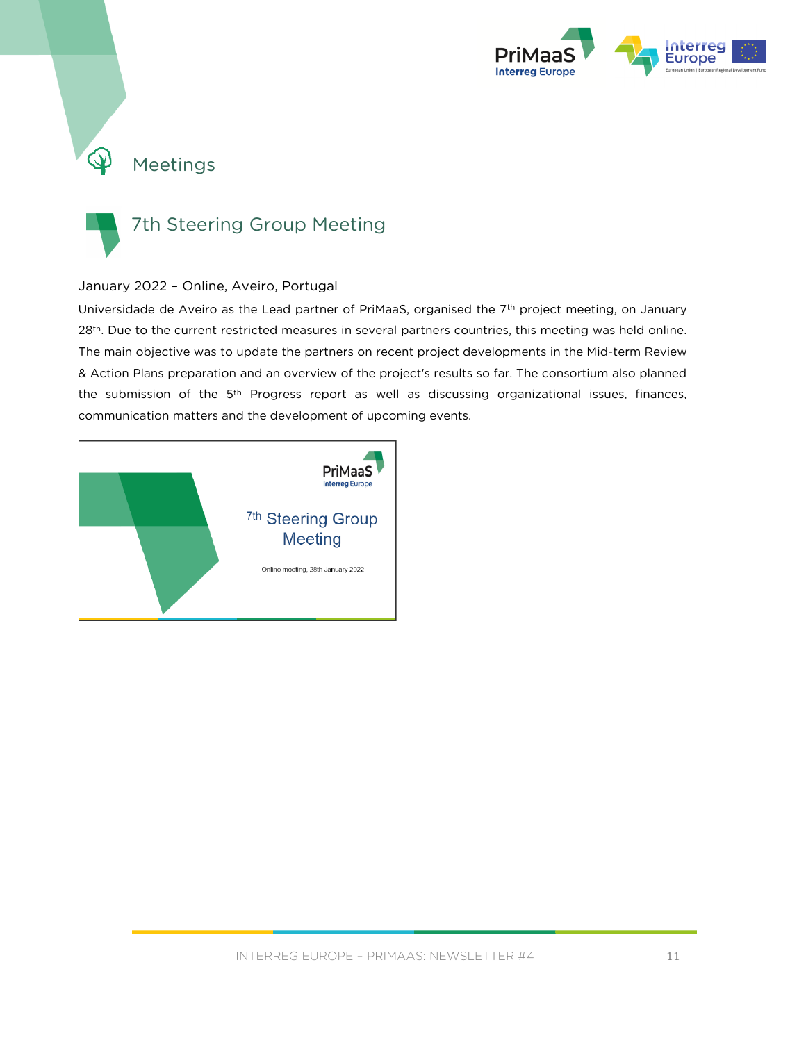# Meetings

## 7th Steering Group Meeting

January 2022 – Online, Aveiro, Portugal

Universidade de Aveiro as the Lead partner of PriMaaS, organised the 7th project meeting, on January 28th. Due to the current restricted measures in several partners countries, this meeting was held online. The main objective was to update the partners on recent project developments in the Mid-term Review & Action Plans preparation and an overview of the project's results so far. The consortium also planned the submission of the 5th Progress report as well as discussing organizational issues, finances, communication matters and the development of upcoming events.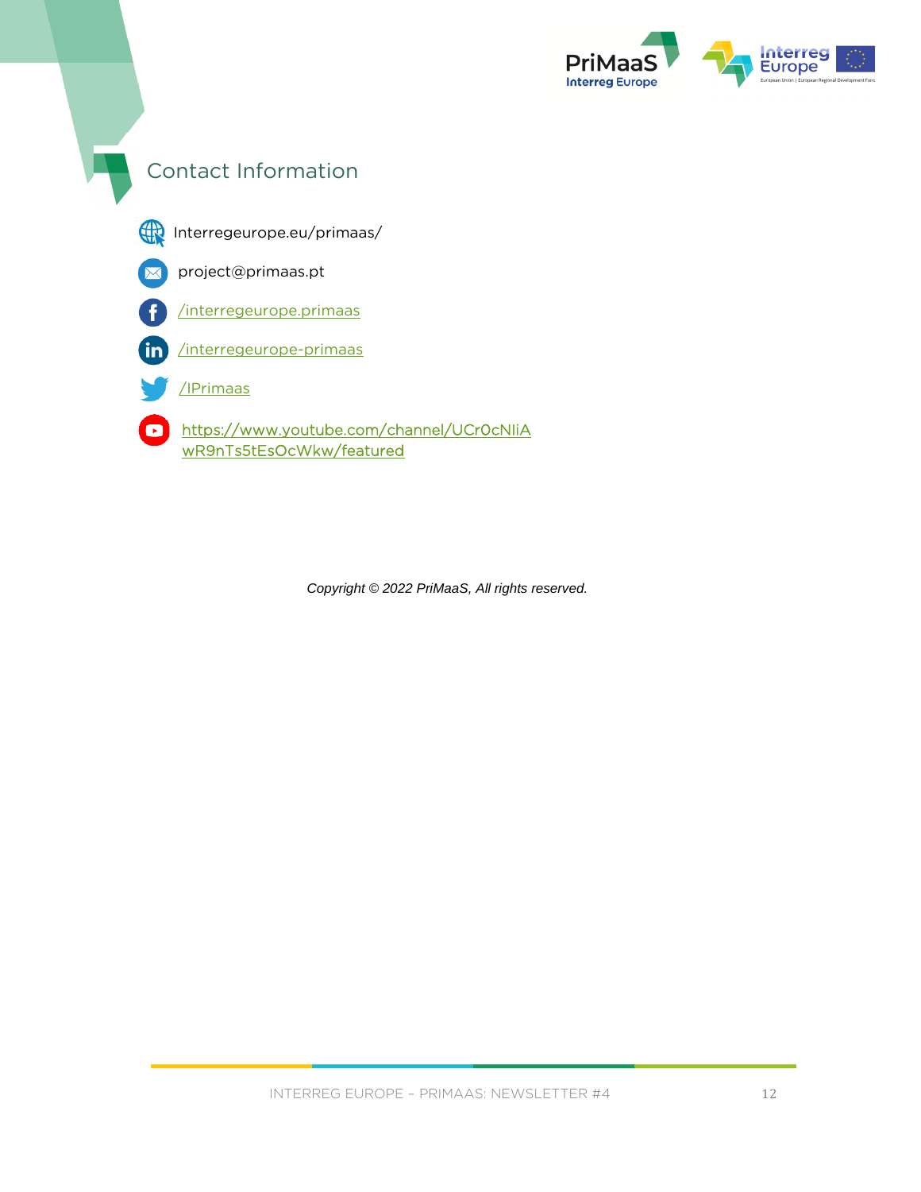## Contact Information

Interregeurope.eu/primaas/

project@primaas.pt

/interregeurope.primaas

/interregeurope-primaas

/IPrimaas

https://www.youtube.com/channel/UCr0cNIiAwR9nTs5tEsOcWkw/featured

*Copyright © 2022 PriMaaS, All rights reserved.*